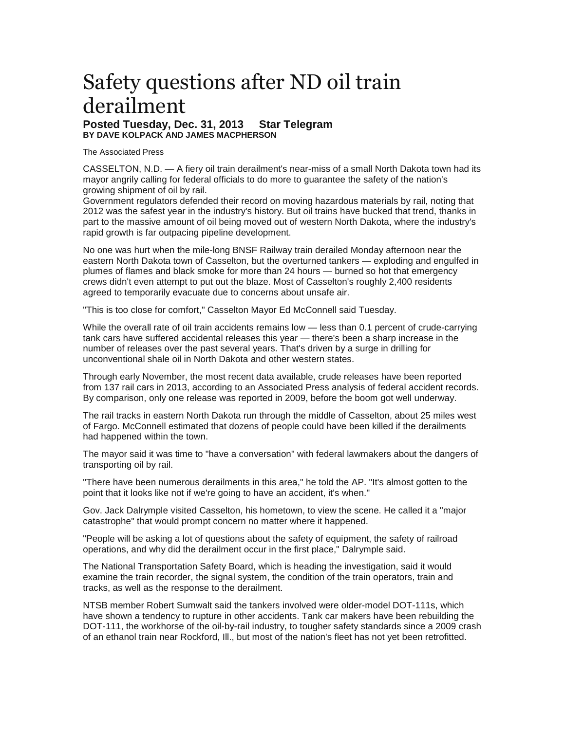# Safety questions after ND oil train derailment

**Posted Tuesday, Dec. 31, 2013 Star Telegram**
**BY DAVE KOLPACK AND JAMES MACPHERSON**

The Associated Press

CASSELTON, N.D. — A fiery oil train derailment's near-miss of a small North Dakota town had its mayor angrily calling for federal officials to do more to guarantee the safety of the nation's growing shipment of oil by rail.
Government regulators defended their record on moving hazardous materials by rail, noting that 2012 was the safest year in the industry's history. But oil trains have bucked that trend, thanks in part to the massive amount of oil being moved out of western North Dakota, where the industry's rapid growth is far outpacing pipeline development.

No one was hurt when the mile-long BNSF Railway train derailed Monday afternoon near the eastern North Dakota town of Casselton, but the overturned tankers — exploding and engulfed in plumes of flames and black smoke for more than 24 hours — burned so hot that emergency crews didn't even attempt to put out the blaze. Most of Casselton's roughly 2,400 residents agreed to temporarily evacuate due to concerns about unsafe air.

"This is too close for comfort," Casselton Mayor Ed McConnell said Tuesday.

While the overall rate of oil train accidents remains low — less than 0.1 percent of crude-carrying tank cars have suffered accidental releases this year — there's been a sharp increase in the number of releases over the past several years. That's driven by a surge in drilling for unconventional shale oil in North Dakota and other western states.

Through early November, the most recent data available, crude releases have been reported from 137 rail cars in 2013, according to an Associated Press analysis of federal accident records. By comparison, only one release was reported in 2009, before the boom got well underway.

The rail tracks in eastern North Dakota run through the middle of Casselton, about 25 miles west of Fargo. McConnell estimated that dozens of people could have been killed if the derailments had happened within the town.

The mayor said it was time to "have a conversation" with federal lawmakers about the dangers of transporting oil by rail.

"There have been numerous derailments in this area," he told the AP. "It's almost gotten to the point that it looks like not if we're going to have an accident, it's when."

Gov. Jack Dalrymple visited Casselton, his hometown, to view the scene. He called it a "major catastrophe" that would prompt concern no matter where it happened.

"People will be asking a lot of questions about the safety of equipment, the safety of railroad operations, and why did the derailment occur in the first place," Dalrymple said.

The National Transportation Safety Board, which is heading the investigation, said it would examine the train recorder, the signal system, the condition of the train operators, train and tracks, as well as the response to the derailment.

NTSB member Robert Sumwalt said the tankers involved were older-model DOT-111s, which have shown a tendency to rupture in other accidents. Tank car makers have been rebuilding the DOT-111, the workhorse of the oil-by-rail industry, to tougher safety standards since a 2009 crash of an ethanol train near Rockford, Ill., but most of the nation's fleet has not yet been retrofitted.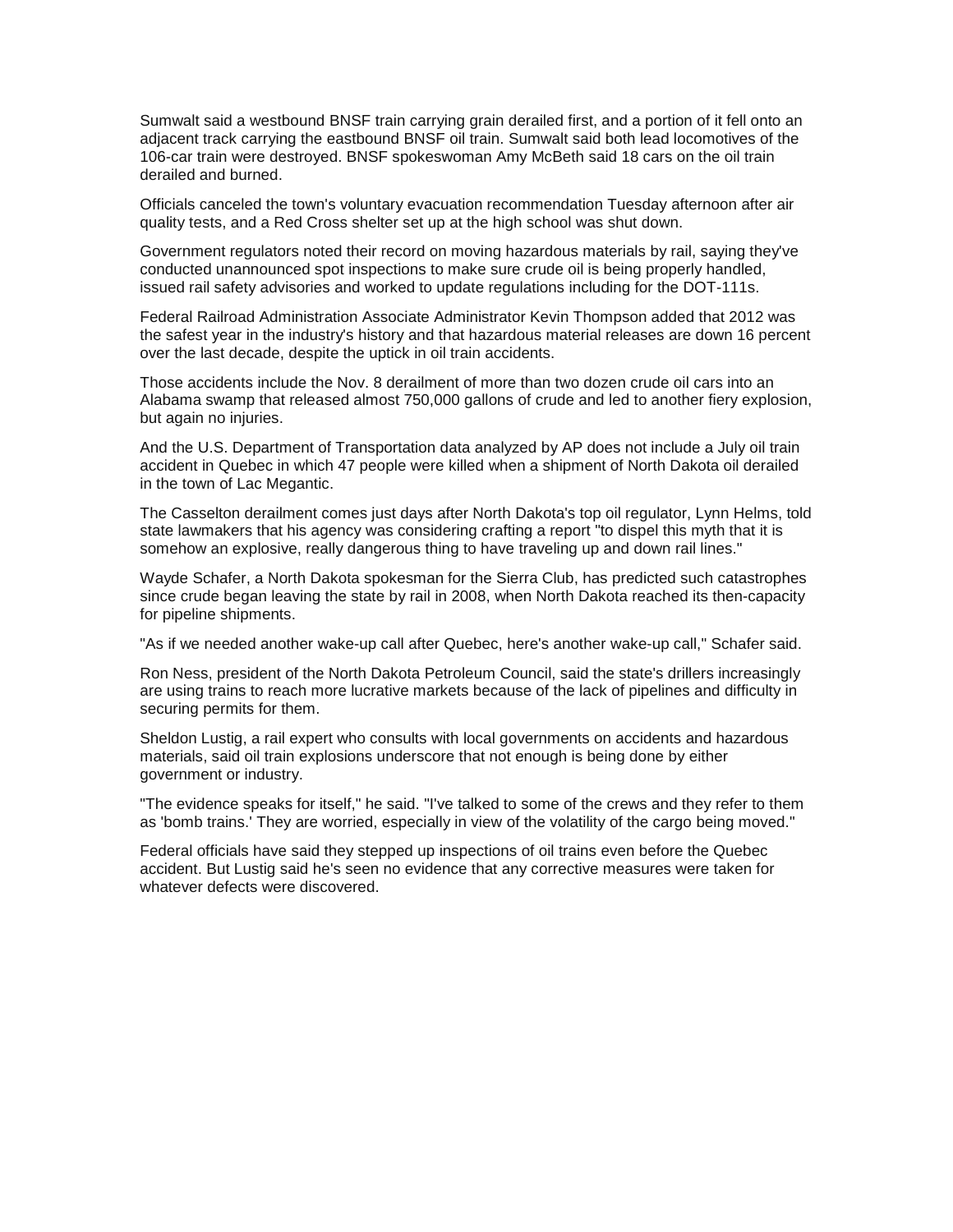Sumwalt said a westbound BNSF train carrying grain derailed first, and a portion of it fell onto an adjacent track carrying the eastbound BNSF oil train. Sumwalt said both lead locomotives of the 106-car train were destroyed. BNSF spokeswoman Amy McBeth said 18 cars on the oil train derailed and burned.

Officials canceled the town's voluntary evacuation recommendation Tuesday afternoon after air quality tests, and a Red Cross shelter set up at the high school was shut down.

Government regulators noted their record on moving hazardous materials by rail, saying they've conducted unannounced spot inspections to make sure crude oil is being properly handled, issued rail safety advisories and worked to update regulations including for the DOT-111s.

Federal Railroad Administration Associate Administrator Kevin Thompson added that 2012 was the safest year in the industry's history and that hazardous material releases are down 16 percent over the last decade, despite the uptick in oil train accidents.

Those accidents include the Nov. 8 derailment of more than two dozen crude oil cars into an Alabama swamp that released almost 750,000 gallons of crude and led to another fiery explosion, but again no injuries.

And the U.S. Department of Transportation data analyzed by AP does not include a July oil train accident in Quebec in which 47 people were killed when a shipment of North Dakota oil derailed in the town of Lac Megantic.

The Casselton derailment comes just days after North Dakota's top oil regulator, Lynn Helms, told state lawmakers that his agency was considering crafting a report "to dispel this myth that it is somehow an explosive, really dangerous thing to have traveling up and down rail lines."

Wayde Schafer, a North Dakota spokesman for the Sierra Club, has predicted such catastrophes since crude began leaving the state by rail in 2008, when North Dakota reached its then-capacity for pipeline shipments.

"As if we needed another wake-up call after Quebec, here's another wake-up call," Schafer said.

Ron Ness, president of the North Dakota Petroleum Council, said the state's drillers increasingly are using trains to reach more lucrative markets because of the lack of pipelines and difficulty in securing permits for them.

Sheldon Lustig, a rail expert who consults with local governments on accidents and hazardous materials, said oil train explosions underscore that not enough is being done by either government or industry.

"The evidence speaks for itself," he said. "I've talked to some of the crews and they refer to them as 'bomb trains.' They are worried, especially in view of the volatility of the cargo being moved."

Federal officials have said they stepped up inspections of oil trains even before the Quebec accident. But Lustig said he's seen no evidence that any corrective measures were taken for whatever defects were discovered.